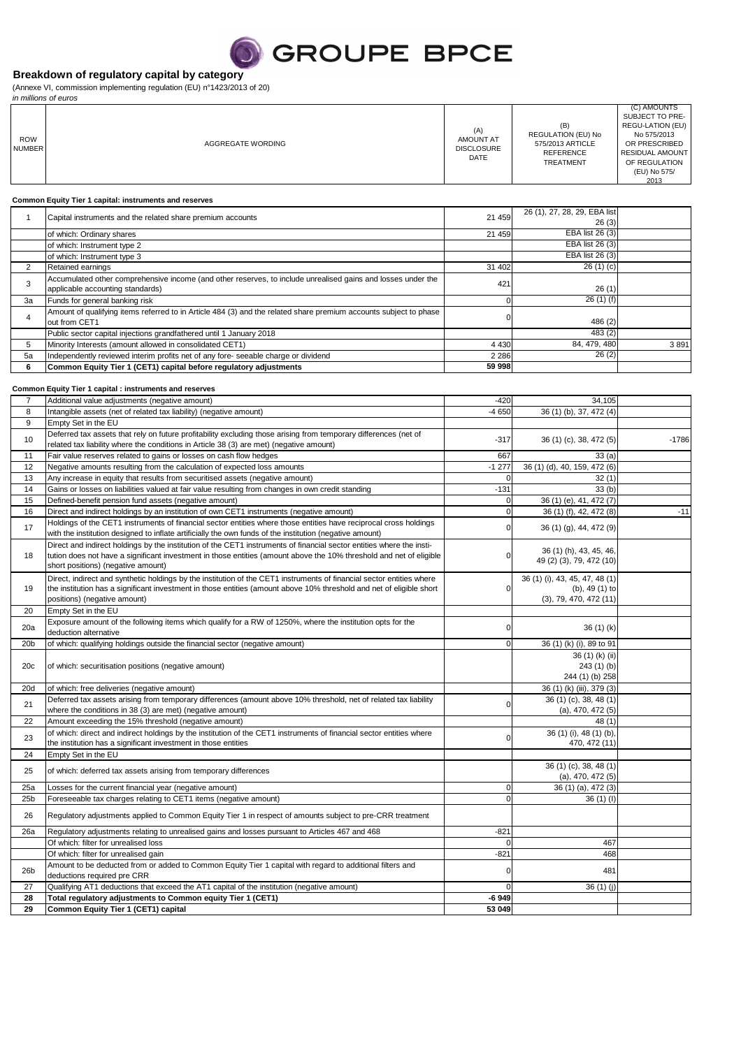# Breakdown of regulatory capital by category

(Annexe VI, commission implementing regulation (EU) n°1423/2013 of 20)

*in millions of euros*

| ROW NUMBER | AGGREGATE WORDING | (A) AMOUNT AT DISCLOSURE DATE | (B) REGULATION (EU) No 575/2013 ARTICLE REFERENCE TREATMENT | (C) AMOUNTS SUBJECT TO PRE-REGU-LATION (EU) No 575/2013 OR PRESCRIBED RESIDUAL AMOUNT OF REGULATION (EU) No 575/ 2013 |
|---|---|---|---|---|
| | **Common Equity Tier 1 capital: instruments and reserves** | | | |
| 1 | Capital instruments and the related share premium accounts | 21 459 | 26 (1), 27, 28, 29, EBA list 26 (3) | |
| | of which: Ordinary shares | 21 459 | EBA list 26 (3) | |
| | of which: Instrument type 2 | | EBA list 26 (3) | |
| | of which: Instrument type 3 | | EBA list 26 (3) | |
| 2 | Retained earnings | 31 402 | 26 (1) (c) | |
| 3 | Accumulated other comprehensive income (and other reserves, to include unrealised gains and losses under the applicable accounting standards) | 421 | 26 (1) | |
| 3a | Funds for general banking risk | 0 | 26 (1) (f) | |
| 4 | Amount of qualifying items referred to in Article 484 (3) and the related share premium accounts subject to phase out from CET1 | 0 | 486 (2) | |
| | Public sector capital injections grandfathered until 1 January 2018 | | 483 (2) | |
| 5 | Minority Interests (amount allowed in consolidated CET1) | 4 430 | 84, 479, 480 | 3 891 |
| 5a | Independently reviewed interim profits net of any fore- seeable charge or dividend | 2 286 | 26 (2) | |
| **6** | **Common Equity Tier 1 (CET1) capital before regulatory adjustments** | **59 998** | | |
| | **Common Equity Tier 1 capital : instruments and reserves** | | | |
| 7 | Additional value adjustments (negative amount) | -420 | 34,105 | |
| 8 | Intangible assets (net of related tax liability) (negative amount) | -4 650 | 36 (1) (b), 37, 472 (4) | |
| 9 | Empty Set in the EU | | | |
| 10 | Deferred tax assets that rely on future profitability excluding those arising from temporary differences (net of related tax liability where the conditions in Article 38 (3) are met) (negative amount) | -317 | 36 (1) (c), 38, 472 (5) | -1786 |
| 11 | Fair value reserves related to gains or losses on cash flow hedges | 667 | 33 (a) | |
| 12 | Negative amounts resulting from the calculation of expected loss amounts | -1 277 | 36 (1) (d), 40, 159, 472 (6) | |
| 13 | Any increase in equity that results from securitised assets (negative amount) | 0 | 32 (1) | |
| 14 | Gains or losses on liabilities valued at fair value resulting from changes in own credit standing | -131 | 33 (b) | |
| 15 | Defined-benefit pension fund assets (negative amount) | 0 | 36 (1) (e), 41, 472 (7) | |
| 16 | Direct and indirect holdings by an institution of own CET1 instruments (negative amount) | 0 | 36 (1) (f), 42, 472 (8) | -11 |
| 17 | Holdings of the CET1 instruments of financial sector entities where those entities have reciprocal cross holdings with the institution designed to inflate artificially the own funds of the institution (negative amount) | 0 | 36 (1) (g), 44, 472 (9) | |
| 18 | Direct and indirect holdings by the institution of the CET1 instruments of financial sector entities where the institution does not have a significant investment in those entities (amount above the 10% threshold and net of eligible short positions) (negative amount) | 0 | 36 (1) (h), 43, 45, 46, 49 (2) (3), 79, 472 (10) | |
| 19 | Direct, indirect and synthetic holdings by the institution of the CET1 instruments of financial sector entities where the institution has a significant investment in those entities (amount above 10% threshold and net of eligible short positions) (negative amount) | 0 | 36 (1) (i), 43, 45, 47, 48 (1) (b), 49 (1) to (3), 79, 470, 472 (11) | |
| 20 | Empty Set in the EU | | | |
| 20a | Exposure amount of the following items which qualify for a RW of 1250%, where the institution opts for the deduction alternative | 0 | 36 (1) (k) | |
| 20b | of which: qualifying holdings outside the financial sector (negative amount) | 0 | 36 (1) (k) (i), 89 to 91 | |
| 20c | of which: securitisation positions (negative amount) | | 36 (1) (k) (ii) 243 (1) (b) 244 (1) (b) 258 | |
| 20d | of which: free deliveries (negative amount) | | 36 (1) (k) (iii), 379 (3) | |
| 21 | Deferred tax assets arising from temporary differences (amount above 10% threshold, net of related tax liability where the conditions in 38 (3) are met) (negative amount) | 0 | 36 (1) (c), 38, 48 (1) (a), 470, 472 (5) | |
| 22 | Amount exceeding the 15% threshold (negative amount) | | 48 (1) | |
| 23 | of which: direct and indirect holdings by the institution of the CET1 instruments of financial sector entities where the institution has a significant investment in those entities | 0 | 36 (1) (i), 48 (1) (b), 470, 472 (11) | |
| 24 | Empty Set in the EU | | | |
| 25 | of which: deferred tax assets arising from temporary differences | | 36 (1) (c), 38, 48 (1) (a), 470, 472 (5) | |
| 25a | Losses for the current financial year (negative amount) | 0 | 36 (1) (a), 472 (3) | |
| 25b | Foreseeable tax charges relating to CET1 items (negative amount) | 0 | 36 (1) (l) | |
| 26 | Regulatory adjustments applied to Common Equity Tier 1 in respect of amounts subject to pre-CRR treatment | | | |
| 26a | Regulatory adjustments relating to unrealised gains and losses pursuant to Articles 467 and 468 | -821 | | |
| | Of which: filter for unrealised loss | 0 | 467 | |
| | Of which: filter for unrealised gain | -821 | 468 | |
| 26b | Amount to be deducted from or added to Common Equity Tier 1 capital with regard to additional filters and deductions required pre CRR | 0 | 481 | |
| 27 | Qualifying AT1 deductions that exceed the AT1 capital of the institution (negative amount) | 0 | 36 (1) (j) | |
| **28** | **Total regulatory adjustments to Common equity Tier 1 (CET1)** | **-6 949** | | |
| **29** | **Common Equity Tier 1 (CET1) capital** | **53 049** | | |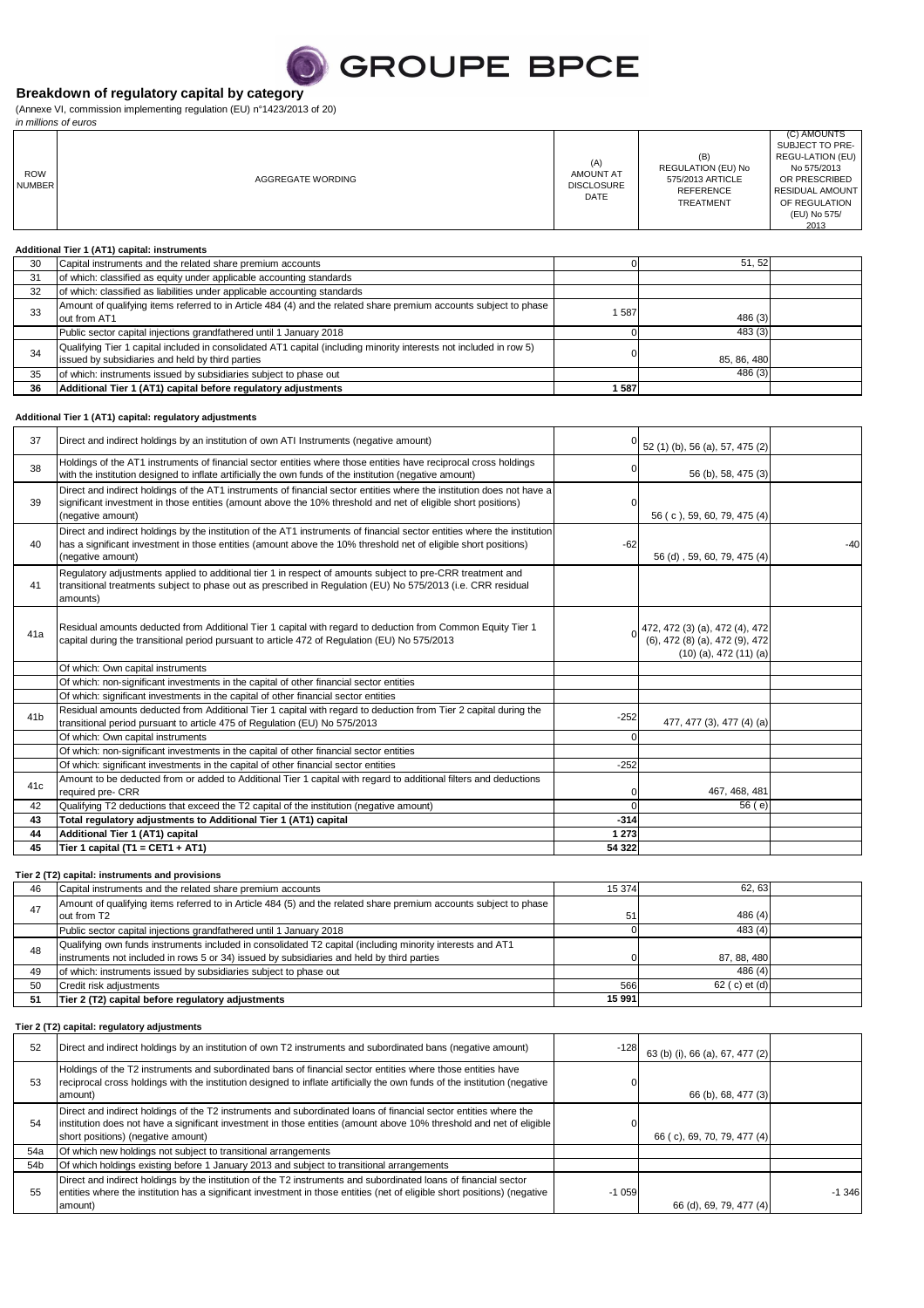# GROUPE BPCE

## Breakdown of regulatory capital by category

(Annexe VI, commission implementing regulation (EU) n°1423/2013 of 20)

*in millions of euros*

| ROW NUMBER | AGGREGATE WORDING | (A) AMOUNT AT DISCLOSURE DATE | (B) REGULATION (EU) No 575/2013 ARTICLE REFERENCE TREATMENT | (C) AMOUNTS SUBJECT TO PRE-REGU-LATION (EU) No 575/2013 OR PRESCRIBED RESIDUAL AMOUNT OF REGULATION (EU) No 575/2013 |
|---|---|---|---|---|
| | **Additional Tier 1 (AT1) capital: instruments** | | | |
| 30 | Capital instruments and the related share premium accounts | 0 | 51, 52 | |
| 31 | of which: classified as equity under applicable accounting standards | | | |
| 32 | of which: classified as liabilities under applicable accounting standards | | | |
| 33 | Amount of qualifying items referred to in Article 484 (4) and the related share premium accounts subject to phase out from AT1 | 1 587 | 486 (3) | |
| | Public sector capital injections grandfathered until 1 January 2018 | 0 | 483 (3) | |
| 34 | Qualifying Tier 1 capital included in consolidated AT1 capital (including minority interests not included in row 5) issued by subsidiaries and held by third parties | 0 | 85, 86, 480 | |
| 35 | of which: instruments issued by subsidiaries subject to phase out | | 486 (3) | |
| **36** | **Additional Tier 1 (AT1) capital before regulatory adjustments** | **1 587** | | |
| | **Additional Tier 1 (AT1) capital: regulatory adjustments** | | | |
| 37 | Direct and indirect holdings by an institution of own ATI Instruments (negative amount) | 0 | 52 (1) (b), 56 (a), 57, 475 (2) | |
| 38 | Holdings of the AT1 instruments of financial sector entities where those entities have reciprocal cross holdings with the institution designed to inflate artificially the own funds of the institution (negative amount) | 0 | 56 (b), 58, 475 (3) | |
| 39 | Direct and indirect holdings of the AT1 instruments of financial sector entities where the institution does not have a significant investment in those entities (amount above the 10% threshold and net of eligible short positions) (negative amount) | 0 | 56 ( c ), 59, 60, 79, 475 (4) | |
| 40 | Direct and indirect holdings by the institution of the AT1 instruments of financial sector entities where the institution has a significant investment in those entities (amount above the 10% threshold net of eligible short positions) (negative amount) | -62 | 56 (d) , 59, 60, 79, 475 (4) | -40 |
| 41 | Regulatory adjustments applied to additional tier 1 in respect of amounts subject to pre-CRR treatment and transitional treatments subject to phase out as prescribed in Regulation (EU) No 575/2013 (i.e. CRR residual amounts) | | | |
| 41a | Residual amounts deducted from Additional Tier 1 capital with regard to deduction from Common Equity Tier 1 capital during the transitional period pursuant to article 472 of Regulation (EU) No 575/2013 | 0 | 472, 472 (3) (a), 472 (4), 472 (6), 472 (8) (a), 472 (9), 472 (10) (a), 472 (11) (a) | |
| | Of which: Own capital instruments | | | |
| | Of which: non-significant investments in the capital of other financial sector entities | | | |
| | Of which: significant investments in the capital of other financial sector entities | | | |
| 41b | Residual amounts deducted from Additional Tier 1 capital with regard to deduction from Tier 2 capital during the transitional period pursuant to article 475 of Regulation (EU) No 575/2013 | -252 | 477, 477 (3), 477 (4) (a) | |
| | Of which: Own capital instruments | 0 | | |
| | Of which: non-significant investments in the capital of other financial sector entities | | | |
| | Of which: significant investments in the capital of other financial sector entities | -252 | | |
| 41c | Amount to be deducted from or added to Additional Tier 1 capital with regard to additional filters and deductions required pre- CRR | 0 | 467, 468, 481 | |
| 42 | Qualifying T2 deductions that exceed the T2 capital of the institution (negative amount) | 0 | 56 ( e) | |
| **43** | **Total regulatory adjustments to Additional Tier 1 (AT1) capital** | **-314** | | |
| **44** | **Additional Tier 1 (AT1) capital** | **1 273** | | |
| **45** | **Tier 1 capital (T1 = CET1 + AT1)** | **54 322** | | |
| | **Tier 2 (T2) capital: instruments and provisions** | | | |
| 46 | Capital instruments and the related share premium accounts | 15 374 | 62, 63 | |
| 47 | Amount of qualifying items referred to in Article 484 (5) and the related share premium accounts subject to phase out from T2 | 51 | 486 (4) | |
| | Public sector capital injections grandfathered until 1 January 2018 | 0 | 483 (4) | |
| 48 | Qualifying own funds instruments included in consolidated T2 capital (including minority interests and AT1 instruments not included in rows 5 or 34) issued by subsidiaries and held by third parties | 0 | 87, 88, 480 | |
| 49 | of which: instruments issued by subsidiaries subject to phase out | | 486 (4) | |
| 50 | Credit risk adjustments | 566 | 62 ( c) et (d) | |
| **51** | **Tier 2 (T2) capital before regulatory adjustments** | **15 991** | | |
| | **Tier 2 (T2) capital: regulatory adjustments** | | | |
| 52 | Direct and indirect holdings by an institution of own T2 instruments and subordinated bans (negative amount) | -128 | 63 (b) (i), 66 (a), 67, 477 (2) | |
| 53 | Holdings of the T2 instruments and subordinated bans of financial sector entities where those entities have reciprocal cross holdings with the institution designed to inflate artificially the own funds of the institution (negative amount) | 0 | 66 (b), 68, 477 (3) | |
| 54 | Direct and indirect holdings of the T2 instruments and subordinated loans of financial sector entities where the institution does not have a significant investment in those entities (amount above 10% threshold and net of eligible short positions) (negative amount) | 0 | 66 ( c), 69, 70, 79, 477 (4) | |
| 54a | Of which new holdings not subject to transitional arrangements | | | |
| 54b | Of which holdings existing before 1 January 2013 and subject to transitional arrangements | | | |
| 55 | Direct and indirect holdings by the institution of the T2 instruments and subordinated loans of financial sector entities where the institution has a significant investment in those entities (net of eligible short positions) (negative amount) | -1 059 | 66 (d), 69, 79, 477 (4) | -1 346 |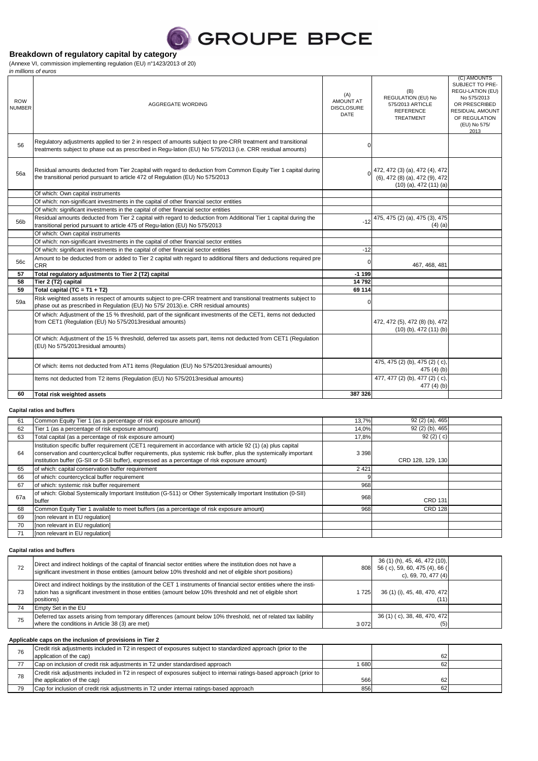## Breakdown of regulatory capital by category

(Annexe VI, commission implementing regulation (EU) n°1423/2013 of 20)

*in millions of euros*

| ROW NUMBER | AGGREGATE WORDING | (A) AMOUNT AT DISCLOSURE DATE | (B) REGULATION (EU) No 575/2013 ARTICLE REFERENCE TREATMENT | (C) AMOUNTS SUBJECT TO PRE-REGU-LATION (EU) No 575/2013 OR PRESCRIBED RESIDUAL AMOUNT OF REGULATION (EU) No 575/ 2013 |
|---|---|---|---|---|
| 56 | Regulatory adjustments applied to tier 2 in respect of amounts subject to pre-CRR treatment and transitional treatments subject to phase out as prescribed in Regu-lation (EU) No 575/2013 (i.e. CRR residual amounts) | 0 | | |
| 56a | Residual amounts deducted from Tier 2capital with regard to deduction from Common Equity Tier 1 capital during the transitional period pursuant to article 472 of Regulation (EU) No 575/2013 | 0 | 472, 472 (3) (a), 472 (4), 472 (6), 472 (8) (a), 472 (9), 472 (10) (a), 472 (11) (a) | |
| | Of which: Own capital instruments | | | |
| | Of which: non-significant investments in the capital of other financial sector entities | | | |
| | Of which: significant investments in the capital of other financial sector entities | | | |
| 56b | Residual amounts deducted from Tier 2 capital with regard to deduction from Additional Tier 1 capital during the transitional period pursuant to article 475 of Regu-lation (EU) No 575/2013 | -12 | 475, 475 (2) (a), 475 (3), 475 (4) (a) | |
| | Of which: Own capital instruments | | | |
| | Of which: non-significant investments in the capital of other financial sector entities | | | |
| | Of which: significant investments in the capital of other financial sector entities | -12 | | |
| 56c | Amount to be deducted from or added to Tier 2 capital with regard to additional filters and deductions required pre CRR | 0 | 467, 468, 481 | |
| **57** | **Total regulatory adjustments to Tier 2 (T2) capital** | **-1 199** | | |
| **58** | **Tier 2 (T2) capital** | **14 792** | | |
| **59** | **Total capital (TC = T1 + T2)** | **69 114** | | |
| 59a | Risk weighted assets in respect of amounts subject to pre-CRR treatment and transitional treatments subject to phase out as prescribed in Regulation (EU) No 575/ 2013(i.e. CRR residual amounts) | 0 | | |
| | Of which: Adjustment of the 15 % threshold, part of the significant investments of the CET1, items not deducted from CET1 (Regulation (EU) No 575/2013residual amounts) | | 472, 472 (5), 472 (8) (b), 472 (10) (b), 472 (11) (b) | |
| | Of which: Adjustment of the 15 % threshold, deferred tax assets part, items not deducted from CET1 (Regulation (EU) No 575/2013residual amounts) | | | |
| | Of which: items not deducted from AT1 items (Regulation (EU) No 575/2013residual amounts) | | 475, 475 (2) (b), 475 (2) ( c), 475 (4) (b) | |
| | Items not deducted from T2 items (Regulation (EU) No 575/2013residual amounts) | | 477, 477 (2) (b), 477 (2) ( c), 477 (4) (b) | |
| **60** | **Total risk weighted assets** | **387 326** | | |

### Capital ratios and buffers

| | | | | |
|---|---|---|---|---|
| 61 | Common Equity Tier 1 (as a percentage of risk exposure amount) | 13,7% | 92 (2) (a), 465 | |
| 62 | Tier 1 (as a percentage of risk exposure amount) | 14,0% | 92 (2) (b), 465 | |
| 63 | Total capital (as a percentage of risk exposure amount) | 17,8% | 92 (2) ( c) | |
| 64 | Institution specific buffer requirement (CET1 requirement in accordance with article 92 (1) (a) plus capital conservation and countercyclical buffer requirements, plus systemic risk buffer, plus the systemically important institution buffer (G-SII or 0-SII buffer), expressed as a percentage of risk exposure amount) | 3 398 | CRD 128, 129, 130 | |
| 65 | of which: capital conservation buffer requirement | 2 421 | | |
| 66 | of which: countercyclical buffer requirement | 9 | | |
| 67 | of which: systemic risk buffer requirement | 968 | | |
| 67a | of which: Global Systemically Important Institution (G-511) or Other Systemically Important Institution (0-SII) buffer | 968 | CRD 131 | |
| 68 | Common Equity Tier 1 available to meet buffers (as a percentage of risk exposure amount) | 968 | CRD 128 | |
| 69 | [non relevant in EU regulation] | | | |
| 70 | [non relevant in EU regulation] | | | |
| 71 | [non relevant in EU regulation] | | | |

### Capital ratios and buffers

| | | | | |
|---|---|---|---|---|
| 72 | Direct and indirect holdings of the capital of financial sector entities where the institution does not have a significant investment in those entities (amount below 10% threshold and net of eligible short positions) | 808 | 36 (1) (h), 45, 46, 472 (10), 56 ( c), 59, 60, 475 (4), 66 ( c), 69, 70, 477 (4) | |
| 73 | Direct and indirect holdings by the institution of the CET 1 instruments of financial sector entities where the institution has a significant investment in those entities (amount below 10% threshold and net of eligible short positions) | 1 725 | 36 (1) (i), 45, 48, 470, 472 (11) | |
| 74 | Empty Set in the EU | | | |
| 75 | Deferred tax assets arising from temporary differences (amount below 10% threshold, net of related tax liability where the conditions in Article 38 (3) are met) | 3 072 | 36 (1) ( c), 38, 48, 470, 472 (5) | |

### Applicable caps on the inclusion of provisions in Tier 2

| | | | | |
|---|---|---|---|---|
| 76 | Credit risk adjustments included in T2 in respect of exposures subject to standardized approach (prior to the application of the cap) | | 62 | |
| 77 | Cap on inclusion of credit risk adjustments in T2 under standardised approach | 1 680 | 62 | |
| 78 | Credit risk adjustments included in T2 in respect of exposures subject to internai ratings-based approach (prior to the application of the cap) | 566 | 62 | |
| 79 | Cap for inclusion of credit risk adjustments in T2 under internai ratings-based approach | 856 | 62 | |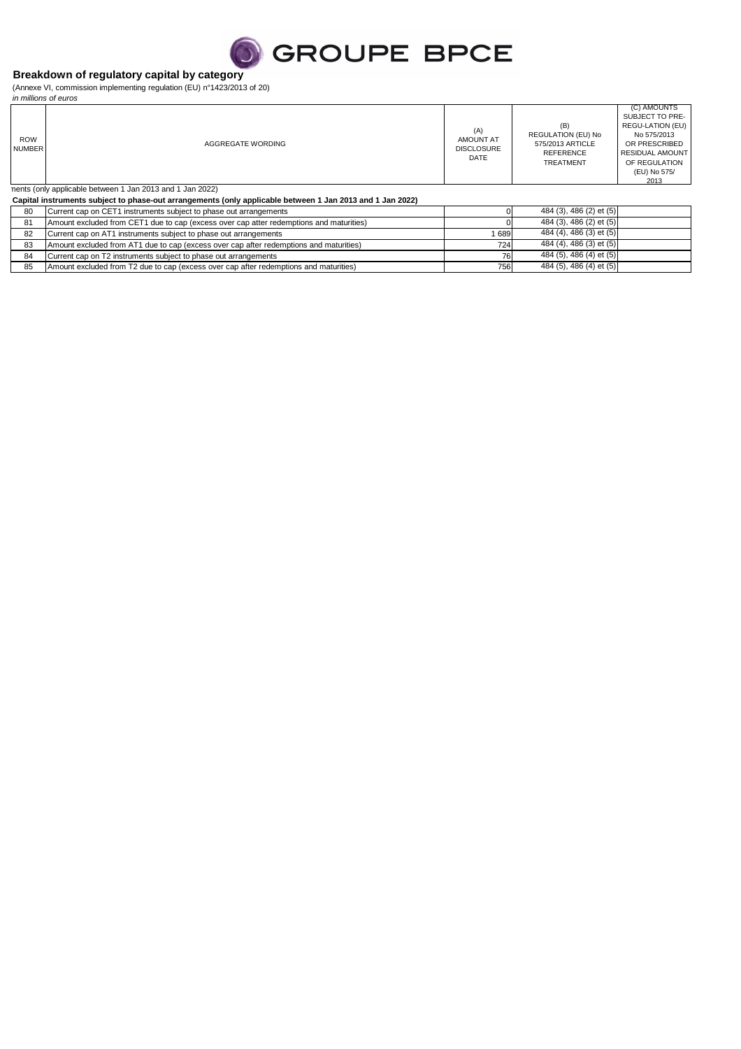## Breakdown of regulatory capital by category

(Annexe VI, commission implementing regulation (EU) n°1423/2013 of 20)

*in millions of euros*

| ROW NUMBER | AGGREGATE WORDING | (A) AMOUNT AT DISCLOSURE DATE | (B) REGULATION (EU) No 575/2013 ARTICLE REFERENCE TREATMENT | (C) AMOUNTS SUBJECT TO PRE-REGU-LATION (EU) No 575/2013 OR PRESCRIBED RESIDUAL AMOUNT OF REGULATION (EU) No 575/ 2013 |
|---|---|---|---|---|
| | ments (only applicable between 1 Jan 2013 and 1 Jan 2022) | | | |
| | **Capital instruments subject to phase-out arrangements (only applicable between 1 Jan 2013 and 1 Jan 2022)** | | | |
| 80 | Current cap on CET1 instruments subject to phase out arrangements | 0 | 484 (3), 486 (2) et (5) | |
| 81 | Amount excluded from CET1 due to cap (excess over cap atter redemptions and maturities) | 0 | 484 (3), 486 (2) et (5) | |
| 82 | Current cap on AT1 instruments subject to phase out arrangements | 1 689 | 484 (4), 486 (3) et (5) | |
| 83 | Amount excluded from AT1 due to cap (excess over cap after redemptions and maturities) | 724 | 484 (4), 486 (3) et (5) | |
| 84 | Current cap on T2 instruments subject to phase out arrangements | 76 | 484 (5), 486 (4) et (5) | |
| 85 | Amount excluded from T2 due to cap (excess over cap after redemptions and maturities) | 756 | 484 (5), 486 (4) et (5) | |